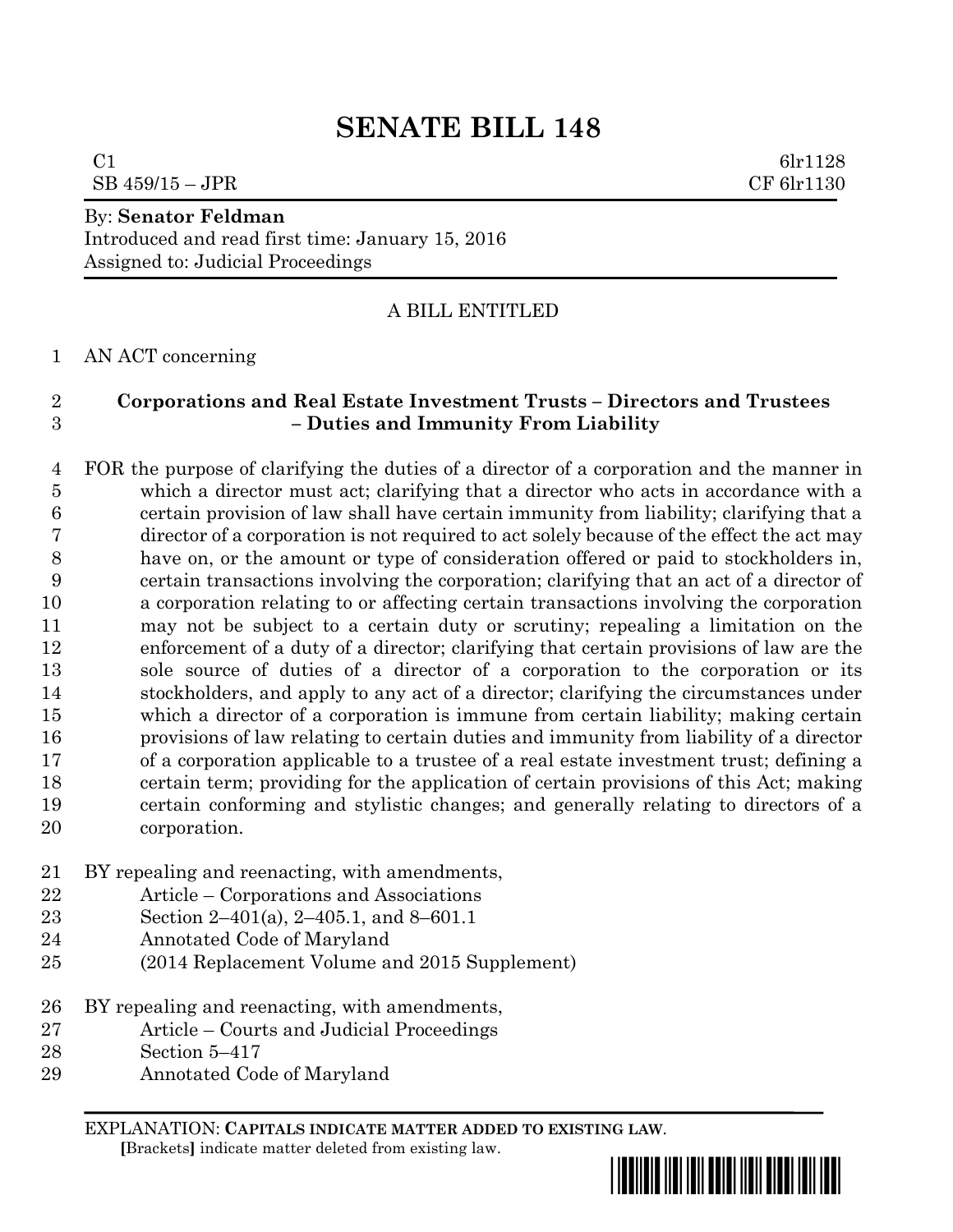# SENATE BILL 148

C1 6lr1128
SB 459/15 – JPR CF 6lr1130

By: **Senator Feldman**
Introduced and read first time: January 15, 2016
Assigned to: Judicial Proceedings

A BILL ENTITLED

1 AN ACT concerning

2 **Corporations and Real Estate Investment Trusts – Directors and Trustees**
3 **– Duties and Immunity From Liability**

4 FOR the purpose of clarifying the duties of a director of a corporation and the manner in
5 which a director must act; clarifying that a director who acts in accordance with a
6 certain provision of law shall have certain immunity from liability; clarifying that a
7 director of a corporation is not required to act solely because of the effect the act may
8 have on, or the amount or type of consideration offered or paid to stockholders in,
9 certain transactions involving the corporation; clarifying that an act of a director of
10 a corporation relating to or affecting certain transactions involving the corporation
11 may not be subject to a certain duty or scrutiny; repealing a limitation on the
12 enforcement of a duty of a director; clarifying that certain provisions of law are the
13 sole source of duties of a director of a corporation to the corporation or its
14 stockholders, and apply to any act of a director; clarifying the circumstances under
15 which a director of a corporation is immune from certain liability; making certain
16 provisions of law relating to certain duties and immunity from liability of a director
17 of a corporation applicable to a trustee of a real estate investment trust; defining a
18 certain term; providing for the application of certain provisions of this Act; making
19 certain conforming and stylistic changes; and generally relating to directors of a
20 corporation.

21 BY repealing and reenacting, with amendments,
22 Article – Corporations and Associations
23 Section 2–401(a), 2–405.1, and 8–601.1
24 Annotated Code of Maryland
25 (2014 Replacement Volume and 2015 Supplement)

26 BY repealing and reenacting, with amendments,
27 Article – Courts and Judicial Proceedings
28 Section 5–417
29 Annotated Code of Maryland

EXPLANATION: **CAPITALS INDICATE MATTER ADDED TO EXISTING LAW**.
**[**Brackets**]** indicate matter deleted from existing law.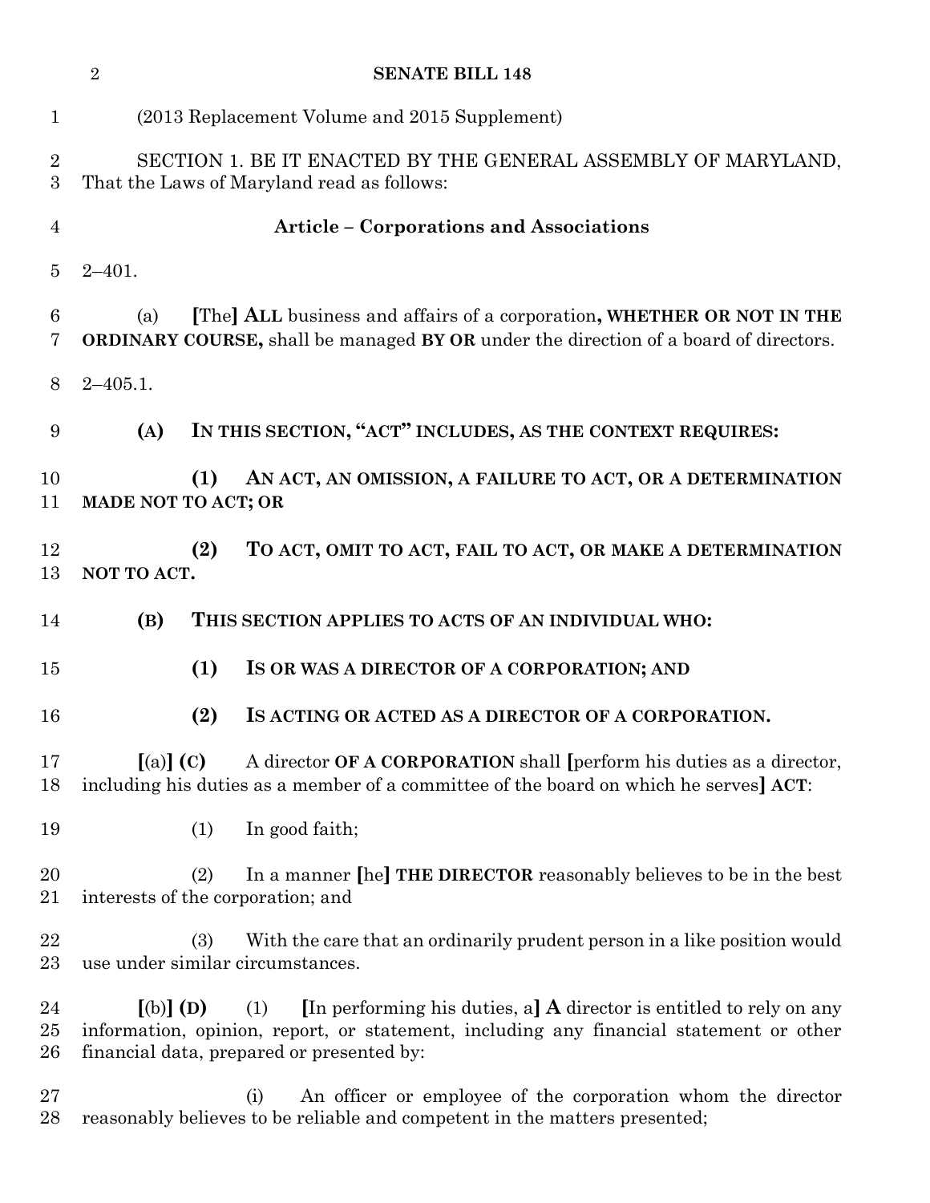(2013 Replacement Volume and 2015 Supplement)

SECTION 1. BE IT ENACTED BY THE GENERAL ASSEMBLY OF MARYLAND, That the Laws of Maryland read as follows:

**Article – Corporations and Associations**

2–401.

(a) [The] **ALL** business and affairs of a corporation**, WHETHER OR NOT IN THE ORDINARY COURSE,** shall be managed **BY OR** under the direction of a board of directors.

2–405.1.

**(A) IN THIS SECTION, "ACT" INCLUDES, AS THE CONTEXT REQUIRES:**

**(1) AN ACT, AN OMISSION, A FAILURE TO ACT, OR A DETERMINATION MADE NOT TO ACT; OR**

**(2) TO ACT, OMIT TO ACT, FAIL TO ACT, OR MAKE A DETERMINATION NOT TO ACT.**

**(B) THIS SECTION APPLIES TO ACTS OF AN INDIVIDUAL WHO:**

**(1) IS OR WAS A DIRECTOR OF A CORPORATION; AND**

**(2) IS ACTING OR ACTED AS A DIRECTOR OF A CORPORATION.**

[(a)] **(C)** A director **OF A CORPORATION** shall [perform his duties as a director, including his duties as a member of a committee of the board on which he serves] **ACT**:

(1) In good faith;

(2) In a manner [he] **THE DIRECTOR** reasonably believes to be in the best interests of the corporation; and

(3) With the care that an ordinarily prudent person in a like position would use under similar circumstances.

[(b)] **(D)** (1) [In performing his duties, a] **A** director is entitled to rely on any information, opinion, report, or statement, including any financial statement or other financial data, prepared or presented by:

(i) An officer or employee of the corporation whom the director reasonably believes to be reliable and competent in the matters presented;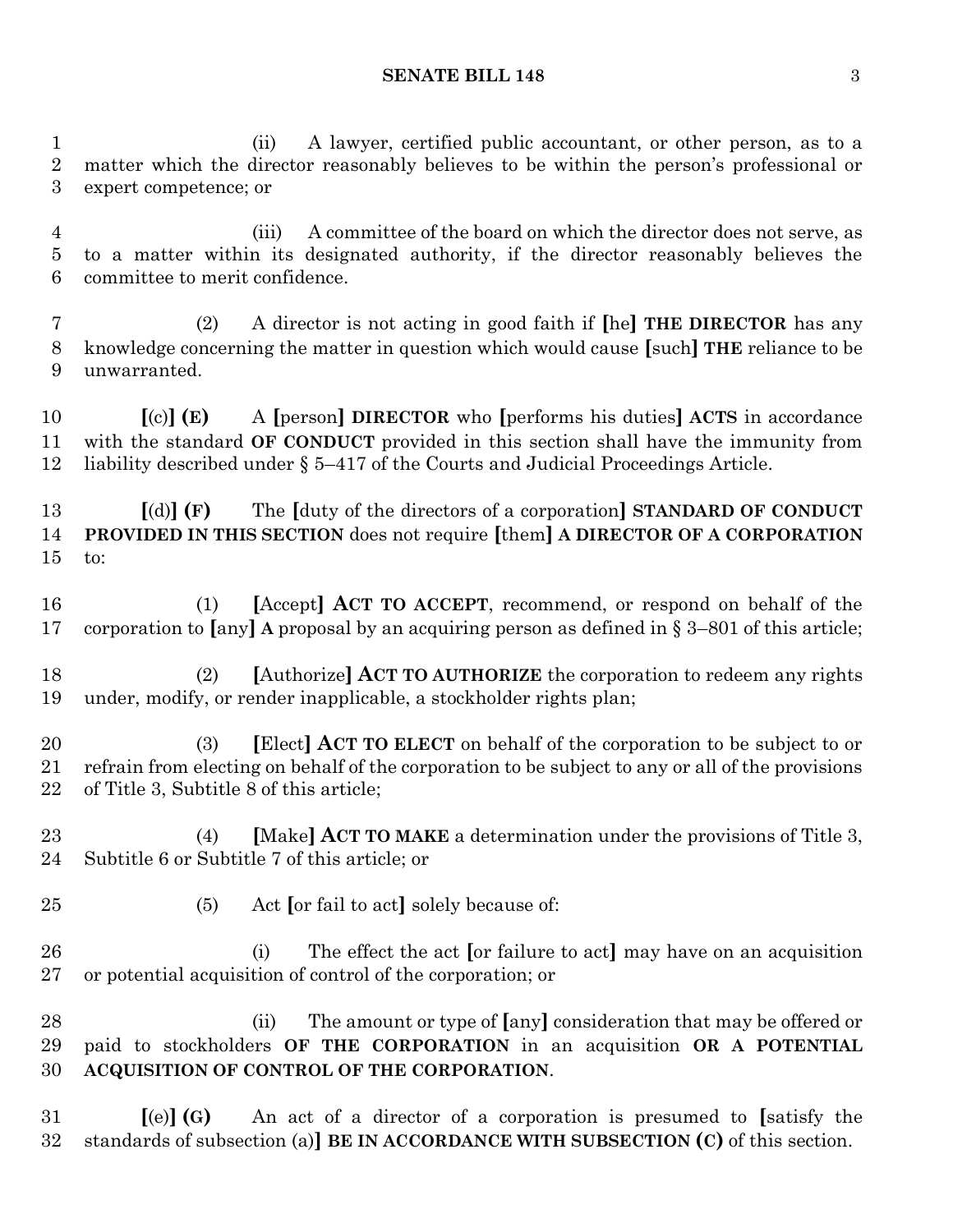(ii) A lawyer, certified public accountant, or other person, as to a matter which the director reasonably believes to be within the person's professional or expert competence; or

(iii) A committee of the board on which the director does not serve, as to a matter within its designated authority, if the director reasonably believes the committee to merit confidence.

(2) A director is not acting in good faith if [he] **THE DIRECTOR** has any knowledge concerning the matter in question which would cause [such] **THE** reliance to be unwarranted.

[(c)] **(E)** A [person] **DIRECTOR** who [performs his duties] **ACTS** in accordance with the standard **OF CONDUCT** provided in this section shall have the immunity from liability described under § 5–417 of the Courts and Judicial Proceedings Article.

[(d)] **(F)** The [duty of the directors of a corporation] **STANDARD OF CONDUCT PROVIDED IN THIS SECTION** does not require [them] **A DIRECTOR OF A CORPORATION** to:

(1) [Accept] **ACT TO ACCEPT**, recommend, or respond on behalf of the corporation to [any] **A** proposal by an acquiring person as defined in § 3–801 of this article;

(2) [Authorize] **ACT TO AUTHORIZE** the corporation to redeem any rights under, modify, or render inapplicable, a stockholder rights plan;

(3) [Elect] **ACT TO ELECT** on behalf of the corporation to be subject to or refrain from electing on behalf of the corporation to be subject to any or all of the provisions of Title 3, Subtitle 8 of this article;

(4) [Make] **ACT TO MAKE** a determination under the provisions of Title 3, Subtitle 6 or Subtitle 7 of this article; or

(5) Act [or fail to act] solely because of:

(i) The effect the act [or failure to act] may have on an acquisition or potential acquisition of control of the corporation; or

(ii) The amount or type of [any] consideration that may be offered or paid to stockholders **OF THE CORPORATION** in an acquisition **OR A POTENTIAL ACQUISITION OF CONTROL OF THE CORPORATION**.

[(e)] **(G)** An act of a director of a corporation is presumed to [satisfy the standards of subsection (a)] **BE IN ACCORDANCE WITH SUBSECTION (C)** of this section.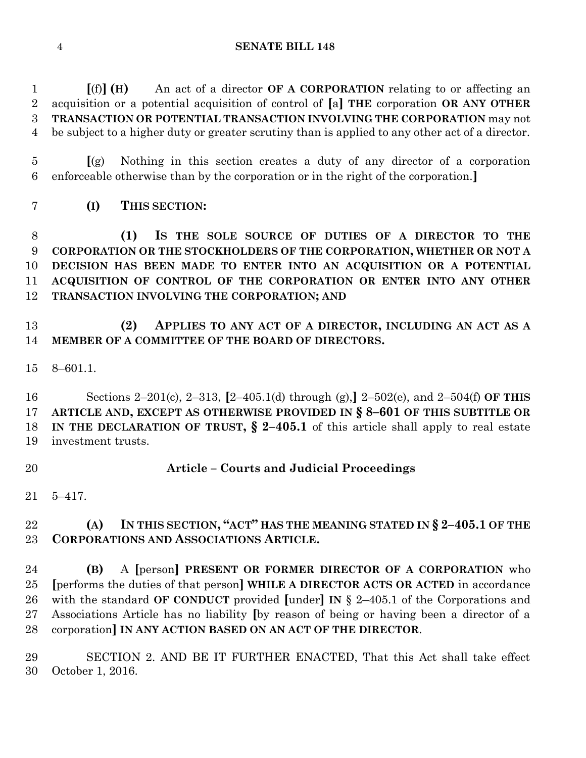**[**(f)**] (H)** An act of a director **OF A CORPORATION** relating to or affecting an acquisition or a potential acquisition of control of **[**a**] THE** corporation **OR ANY OTHER TRANSACTION OR POTENTIAL TRANSACTION INVOLVING THE CORPORATION** may not be subject to a higher duty or greater scrutiny than is applied to any other act of a director.

**[**(g) Nothing in this section creates a duty of any director of a corporation enforceable otherwise than by the corporation or in the right of the corporation.**]**

**(I) THIS SECTION:**

**(1) IS THE SOLE SOURCE OF DUTIES OF A DIRECTOR TO THE CORPORATION OR THE STOCKHOLDERS OF THE CORPORATION, WHETHER OR NOT A DECISION HAS BEEN MADE TO ENTER INTO AN ACQUISITION OR A POTENTIAL ACQUISITION OF CONTROL OF THE CORPORATION OR ENTER INTO ANY OTHER TRANSACTION INVOLVING THE CORPORATION; AND**

**(2) APPLIES TO ANY ACT OF A DIRECTOR, INCLUDING AN ACT AS A MEMBER OF A COMMITTEE OF THE BOARD OF DIRECTORS.**

8–601.1.

Sections 2–201(c), 2–313, **[**2–405.1(d) through (g),**]** 2–502(e), and 2–504(f) **OF THIS ARTICLE AND, EXCEPT AS OTHERWISE PROVIDED IN § 8–601 OF THIS SUBTITLE OR IN THE DECLARATION OF TRUST, § 2–405.1** of this article shall apply to real estate investment trusts.

## Article – Courts and Judicial Proceedings

5–417.

**(A) IN THIS SECTION, "ACT" HAS THE MEANING STATED IN § 2–405.1 OF THE CORPORATIONS AND ASSOCIATIONS ARTICLE.**

**(B)** A **[**person**] PRESENT OR FORMER DIRECTOR OF A CORPORATION** who **[**performs the duties of that person**] WHILE A DIRECTOR ACTS OR ACTED** in accordance with the standard **OF CONDUCT** provided **[**under**] IN** § 2–405.1 of the Corporations and Associations Article has no liability **[**by reason of being or having been a director of a corporation**] IN ANY ACTION BASED ON AN ACT OF THE DIRECTOR**.

SECTION 2. AND BE IT FURTHER ENACTED, That this Act shall take effect October 1, 2016.